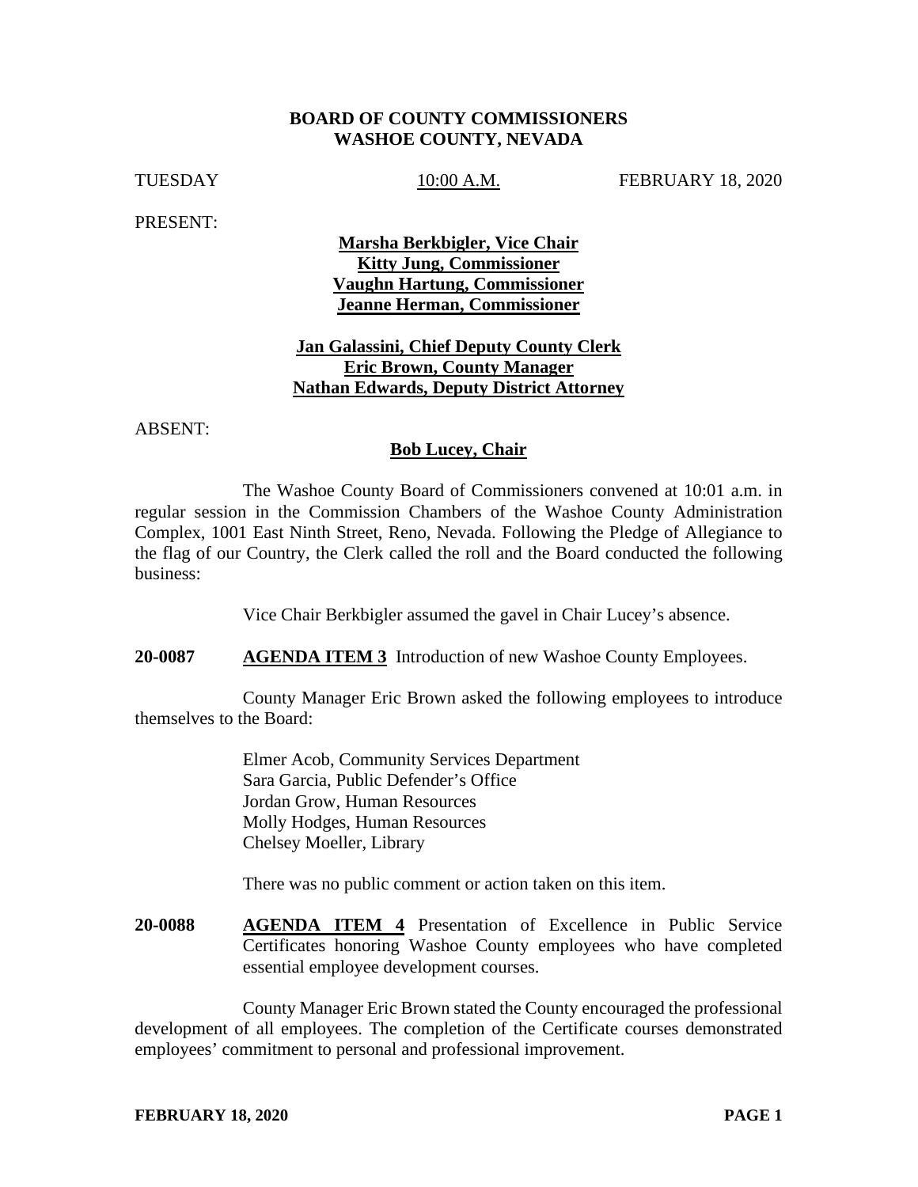**BOARD OF COUNTY COMMISSIONERS**
**WASHOE COUNTY, NEVADA**

TUESDAY 10:00 A.M. FEBRUARY 18, 2020

PRESENT:

**Marsha Berkbigler, Vice Chair**
**Kitty Jung, Commissioner**
**Vaughn Hartung, Commissioner**
**Jeanne Herman, Commissioner**

**Jan Galassini, Chief Deputy County Clerk**
**Eric Brown, County Manager**
**Nathan Edwards, Deputy District Attorney**

ABSENT:

**Bob Lucey, Chair**

The Washoe County Board of Commissioners convened at 10:01 a.m. in regular session in the Commission Chambers of the Washoe County Administration Complex, 1001 East Ninth Street, Reno, Nevada. Following the Pledge of Allegiance to the flag of our Country, the Clerk called the roll and the Board conducted the following business:

Vice Chair Berkbigler assumed the gavel in Chair Lucey's absence.

**20-0087** **AGENDA ITEM 3** Introduction of new Washoe County Employees.

County Manager Eric Brown asked the following employees to introduce themselves to the Board:

Elmer Acob, Community Services Department
Sara Garcia, Public Defender's Office
Jordan Grow, Human Resources
Molly Hodges, Human Resources
Chelsey Moeller, Library

There was no public comment or action taken on this item.

**20-0088** **AGENDA ITEM 4** Presentation of Excellence in Public Service Certificates honoring Washoe County employees who have completed essential employee development courses.

County Manager Eric Brown stated the County encouraged the professional development of all employees. The completion of the Certificate courses demonstrated employees' commitment to personal and professional improvement.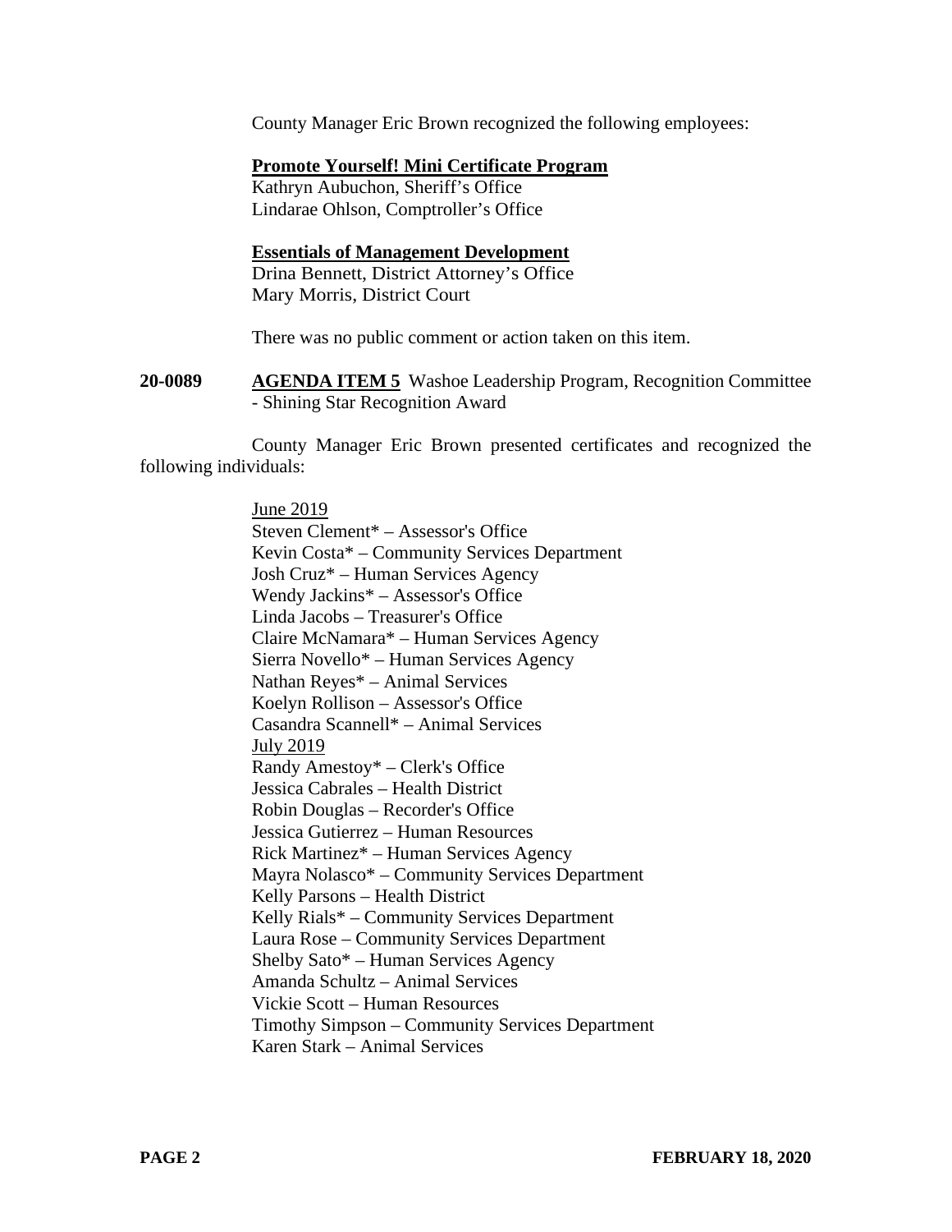County Manager Eric Brown recognized the following employees:

**Promote Yourself! Mini Certificate Program**
Kathryn Aubuchon, Sheriff's Office
Lindarae Ohlson, Comptroller's Office

**Essentials of Management Development**
Drina Bennett, District Attorney's Office
Mary Morris, District Court

There was no public comment or action taken on this item.

**20-0089** **AGENDA ITEM 5** Washoe Leadership Program, Recognition Committee - Shining Star Recognition Award

County Manager Eric Brown presented certificates and recognized the following individuals:

June 2019
Steven Clement* – Assessor's Office
Kevin Costa* – Community Services Department
Josh Cruz* – Human Services Agency
Wendy Jackins* – Assessor's Office
Linda Jacobs – Treasurer's Office
Claire McNamara* – Human Services Agency
Sierra Novello* – Human Services Agency
Nathan Reyes* – Animal Services
Koelyn Rollison – Assessor's Office
Casandra Scannell* – Animal Services
July 2019
Randy Amestoy* – Clerk's Office
Jessica Cabrales – Health District
Robin Douglas – Recorder's Office
Jessica Gutierrez – Human Resources
Rick Martinez* – Human Services Agency
Mayra Nolasco* – Community Services Department
Kelly Parsons – Health District
Kelly Rials* – Community Services Department
Laura Rose – Community Services Department
Shelby Sato* – Human Services Agency
Amanda Schultz – Animal Services
Vickie Scott – Human Resources
Timothy Simpson – Community Services Department
Karen Stark – Animal Services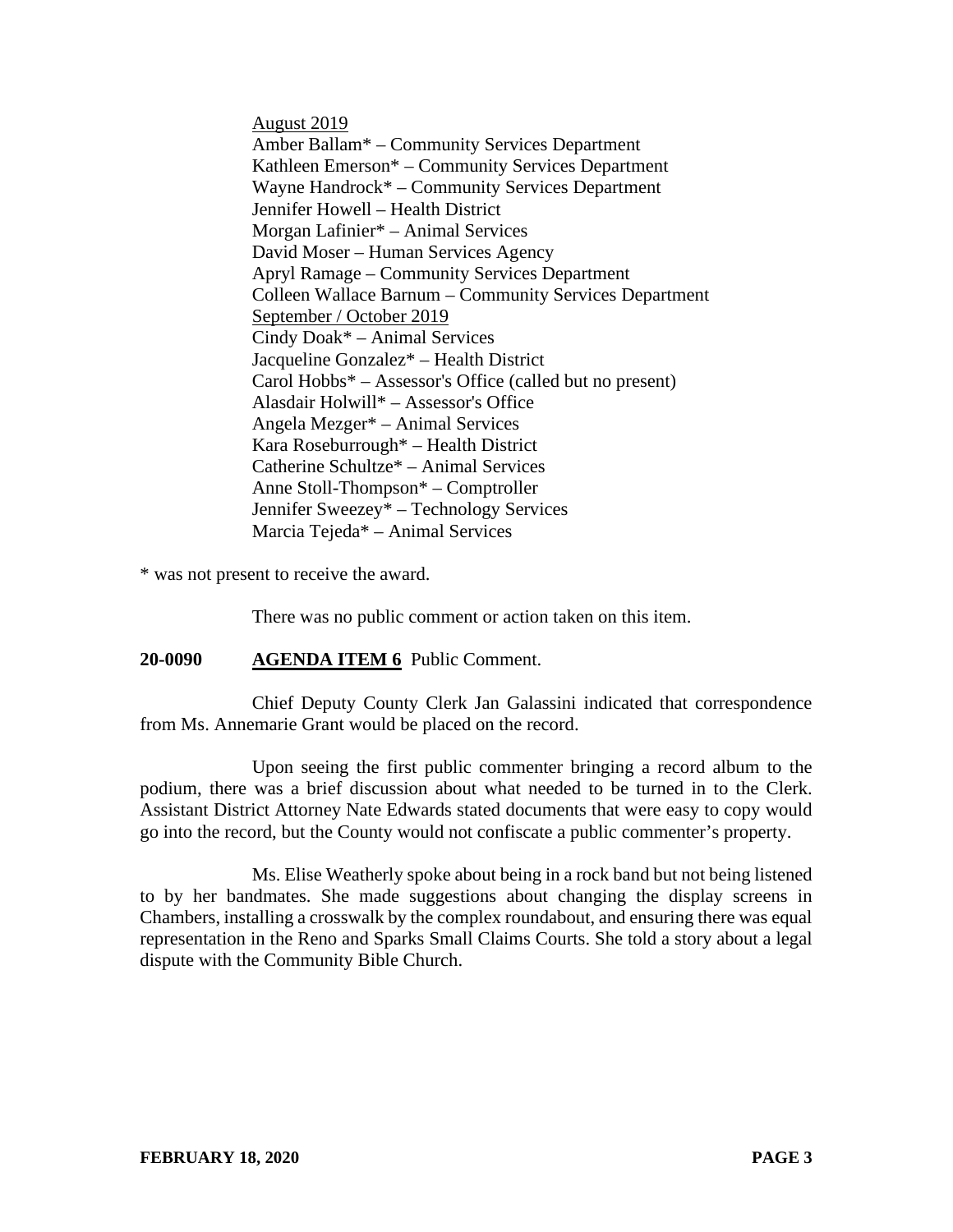<u>August 2019</u>
Amber Ballam* – Community Services Department
Kathleen Emerson* – Community Services Department
Wayne Handrock* – Community Services Department
Jennifer Howell – Health District
Morgan Lafinier* – Animal Services
David Moser – Human Services Agency
Apryl Ramage – Community Services Department
Colleen Wallace Barnum – Community Services Department
<u>September / October 2019</u>
Cindy Doak* – Animal Services
Jacqueline Gonzalez* – Health District
Carol Hobbs* – Assessor's Office (called but no present)
Alasdair Holwill* – Assessor's Office
Angela Mezger* – Animal Services
Kara Roseburrough* – Health District
Catherine Schultze* – Animal Services
Anne Stoll-Thompson* – Comptroller
Jennifer Sweezey* – Technology Services
Marcia Tejeda* – Animal Services

* was not present to receive the award.

There was no public comment or action taken on this item.

**20-0090 <u>AGENDA ITEM 6</u>** Public Comment.

Chief Deputy County Clerk Jan Galassini indicated that correspondence from Ms. Annemarie Grant would be placed on the record.

Upon seeing the first public commenter bringing a record album to the podium, there was a brief discussion about what needed to be turned in to the Clerk. Assistant District Attorney Nate Edwards stated documents that were easy to copy would go into the record, but the County would not confiscate a public commenter's property.

Ms. Elise Weatherly spoke about being in a rock band but not being listened to by her bandmates. She made suggestions about changing the display screens in Chambers, installing a crosswalk by the complex roundabout, and ensuring there was equal representation in the Reno and Sparks Small Claims Courts. She told a story about a legal dispute with the Community Bible Church.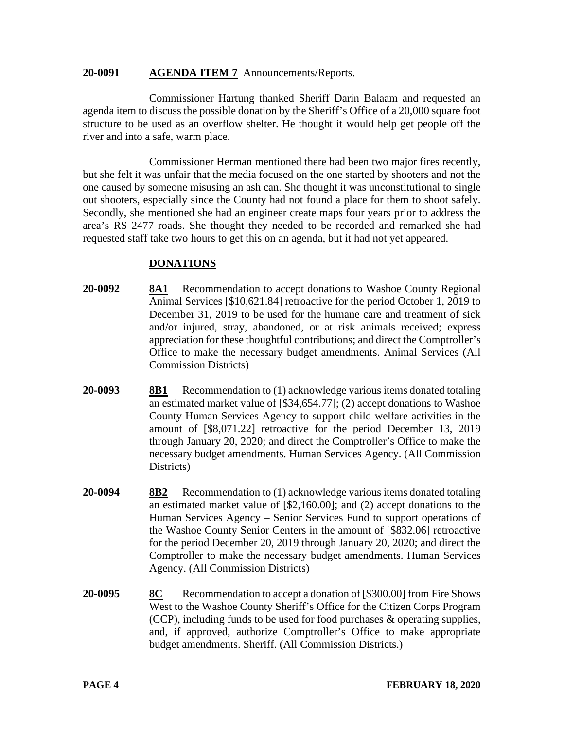**20-0091** **AGENDA ITEM 7** Announcements/Reports.

Commissioner Hartung thanked Sheriff Darin Balaam and requested an agenda item to discuss the possible donation by the Sheriff's Office of a 20,000 square foot structure to be used as an overflow shelter. He thought it would help get people off the river and into a safe, warm place.

Commissioner Herman mentioned there had been two major fires recently, but she felt it was unfair that the media focused on the one started by shooters and not the one caused by someone misusing an ash can. She thought it was unconstitutional to single out shooters, especially since the County had not found a place for them to shoot safely. Secondly, she mentioned she had an engineer create maps four years prior to address the area's RS 2477 roads. She thought they needed to be recorded and remarked she had requested staff take two hours to get this on an agenda, but it had not yet appeared.

## DONATIONS

**20-0092** **8A1** Recommendation to accept donations to Washoe County Regional Animal Services [$10,621.84] retroactive for the period October 1, 2019 to December 31, 2019 to be used for the humane care and treatment of sick and/or injured, stray, abandoned, or at risk animals received; express appreciation for these thoughtful contributions; and direct the Comptroller's Office to make the necessary budget amendments. Animal Services (All Commission Districts)

**20-0093** **8B1** Recommendation to (1) acknowledge various items donated totaling an estimated market value of [$34,654.77]; (2) accept donations to Washoe County Human Services Agency to support child welfare activities in the amount of [$8,071.22] retroactive for the period December 13, 2019 through January 20, 2020; and direct the Comptroller's Office to make the necessary budget amendments. Human Services Agency. (All Commission Districts)

**20-0094** **8B2** Recommendation to (1) acknowledge various items donated totaling an estimated market value of [$2,160.00]; and (2) accept donations to the Human Services Agency – Senior Services Fund to support operations of the Washoe County Senior Centers in the amount of [$832.06] retroactive for the period December 20, 2019 through January 20, 2020; and direct the Comptroller to make the necessary budget amendments. Human Services Agency. (All Commission Districts)

**20-0095** **8C** Recommendation to accept a donation of [$300.00] from Fire Shows West to the Washoe County Sheriff's Office for the Citizen Corps Program (CCP), including funds to be used for food purchases & operating supplies, and, if approved, authorize Comptroller's Office to make appropriate budget amendments. Sheriff. (All Commission Districts.)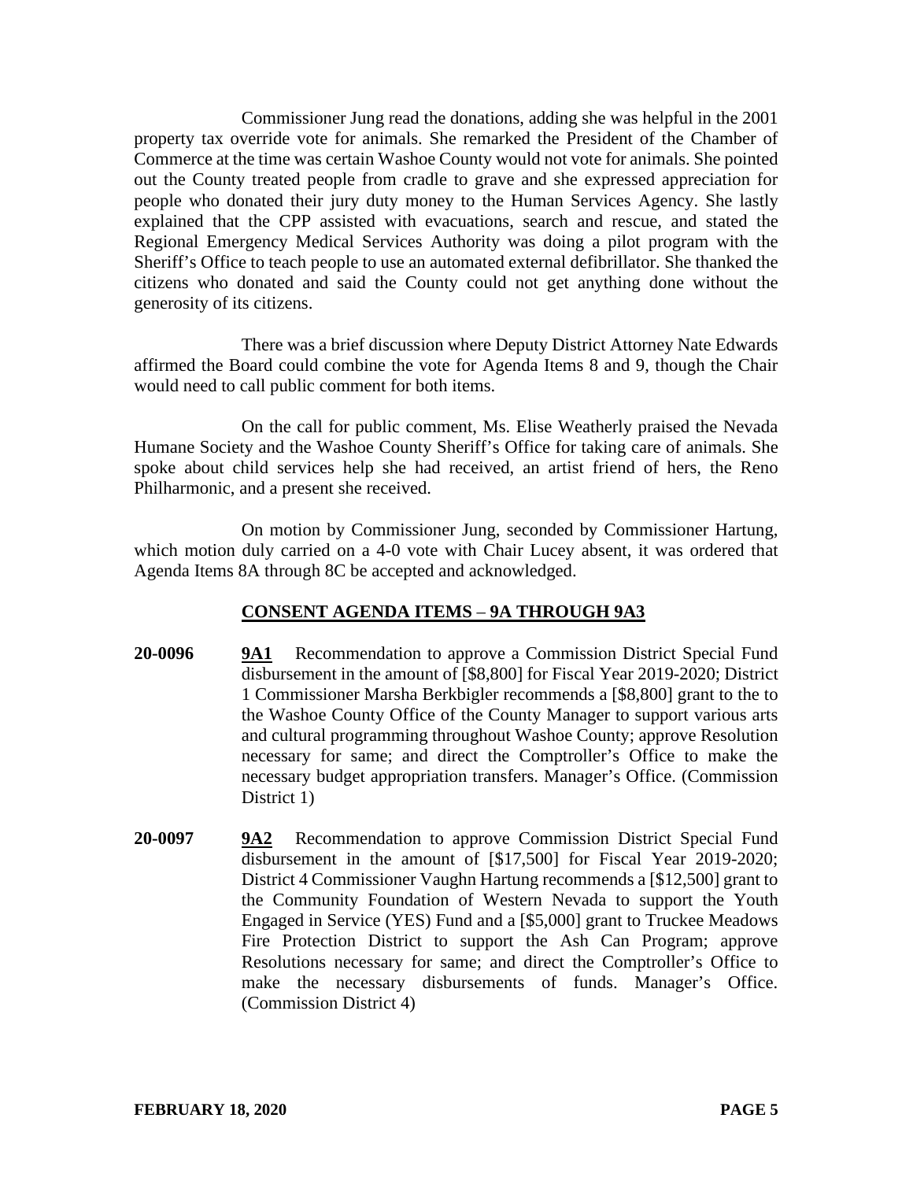Commissioner Jung read the donations, adding she was helpful in the 2001 property tax override vote for animals. She remarked the President of the Chamber of Commerce at the time was certain Washoe County would not vote for animals. She pointed out the County treated people from cradle to grave and she expressed appreciation for people who donated their jury duty money to the Human Services Agency. She lastly explained that the CPP assisted with evacuations, search and rescue, and stated the Regional Emergency Medical Services Authority was doing a pilot program with the Sheriff's Office to teach people to use an automated external defibrillator. She thanked the citizens who donated and said the County could not get anything done without the generosity of its citizens.

There was a brief discussion where Deputy District Attorney Nate Edwards affirmed the Board could combine the vote for Agenda Items 8 and 9, though the Chair would need to call public comment for both items.

On the call for public comment, Ms. Elise Weatherly praised the Nevada Humane Society and the Washoe County Sheriff's Office for taking care of animals. She spoke about child services help she had received, an artist friend of hers, the Reno Philharmonic, and a present she received.

On motion by Commissioner Jung, seconded by Commissioner Hartung, which motion duly carried on a 4-0 vote with Chair Lucey absent, it was ordered that Agenda Items 8A through 8C be accepted and acknowledged.

## CONSENT AGENDA ITEMS – 9A THROUGH 9A3

**20-0096** **9A1** Recommendation to approve a Commission District Special Fund disbursement in the amount of [$8,800] for Fiscal Year 2019-2020; District 1 Commissioner Marsha Berkbigler recommends a [$8,800] grant to the to the Washoe County Office of the County Manager to support various arts and cultural programming throughout Washoe County; approve Resolution necessary for same; and direct the Comptroller's Office to make the necessary budget appropriation transfers. Manager's Office. (Commission District 1)

**20-0097** **9A2** Recommendation to approve Commission District Special Fund disbursement in the amount of [$17,500] for Fiscal Year 2019-2020; District 4 Commissioner Vaughn Hartung recommends a [$12,500] grant to the Community Foundation of Western Nevada to support the Youth Engaged in Service (YES) Fund and a [$5,000] grant to Truckee Meadows Fire Protection District to support the Ash Can Program; approve Resolutions necessary for same; and direct the Comptroller's Office to make the necessary disbursements of funds. Manager's Office. (Commission District 4)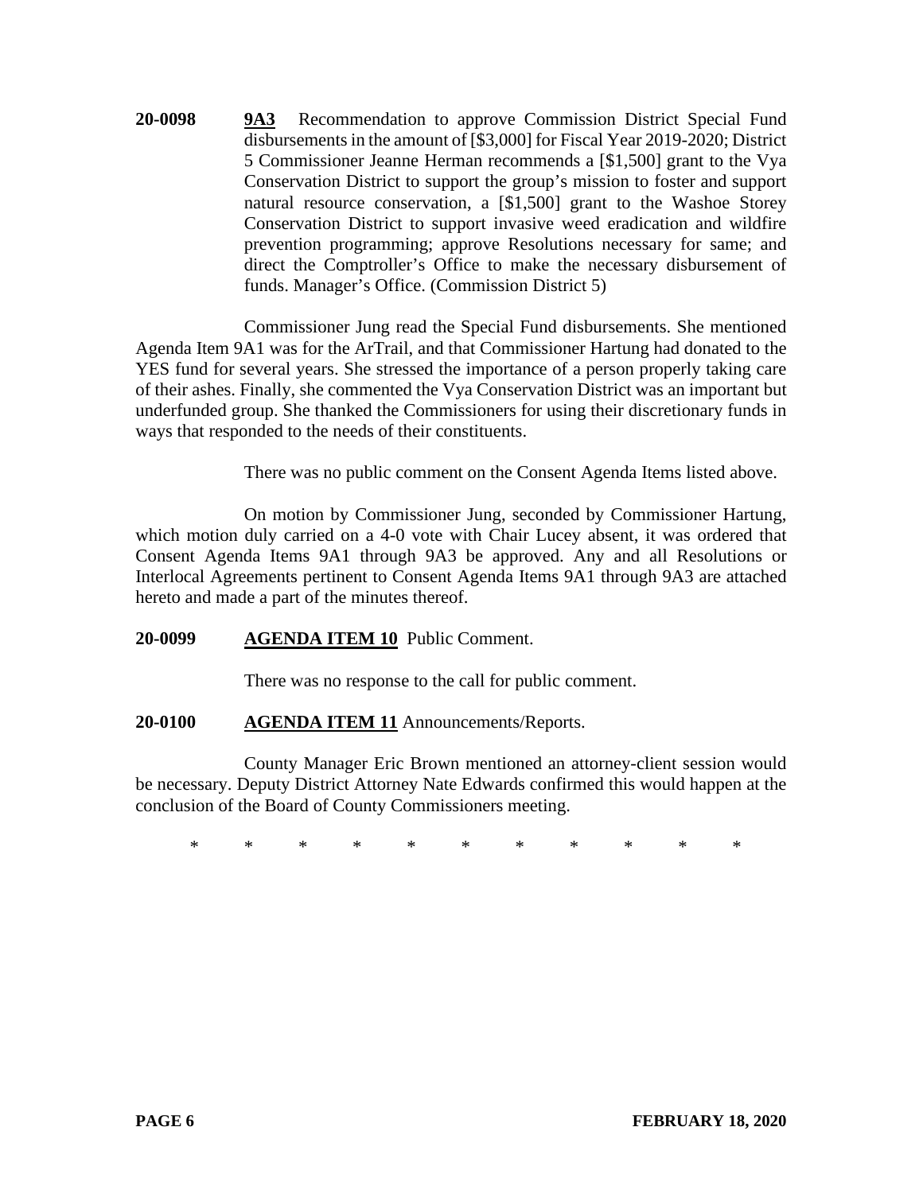**20-0098** **9A3** Recommendation to approve Commission District Special Fund disbursements in the amount of [$3,000] for Fiscal Year 2019-2020; District 5 Commissioner Jeanne Herman recommends a [$1,500] grant to the Vya Conservation District to support the group's mission to foster and support natural resource conservation, a [$1,500] grant to the Washoe Storey Conservation District to support invasive weed eradication and wildfire prevention programming; approve Resolutions necessary for same; and direct the Comptroller's Office to make the necessary disbursement of funds. Manager's Office. (Commission District 5)

Commissioner Jung read the Special Fund disbursements. She mentioned Agenda Item 9A1 was for the ArTrail, and that Commissioner Hartung had donated to the YES fund for several years. She stressed the importance of a person properly taking care of their ashes. Finally, she commented the Vya Conservation District was an important but underfunded group. She thanked the Commissioners for using their discretionary funds in ways that responded to the needs of their constituents.

There was no public comment on the Consent Agenda Items listed above.

On motion by Commissioner Jung, seconded by Commissioner Hartung, which motion duly carried on a 4-0 vote with Chair Lucey absent, it was ordered that Consent Agenda Items 9A1 through 9A3 be approved. Any and all Resolutions or Interlocal Agreements pertinent to Consent Agenda Items 9A1 through 9A3 are attached hereto and made a part of the minutes thereof.

**20-0099** **AGENDA ITEM 10** Public Comment.

There was no response to the call for public comment.

**20-0100** **AGENDA ITEM 11** Announcements/Reports.

County Manager Eric Brown mentioned an attorney-client session would be necessary. Deputy District Attorney Nate Edwards confirmed this would happen at the conclusion of the Board of County Commissioners meeting.

\* \* \* \* \* \* \* \* \* \* \*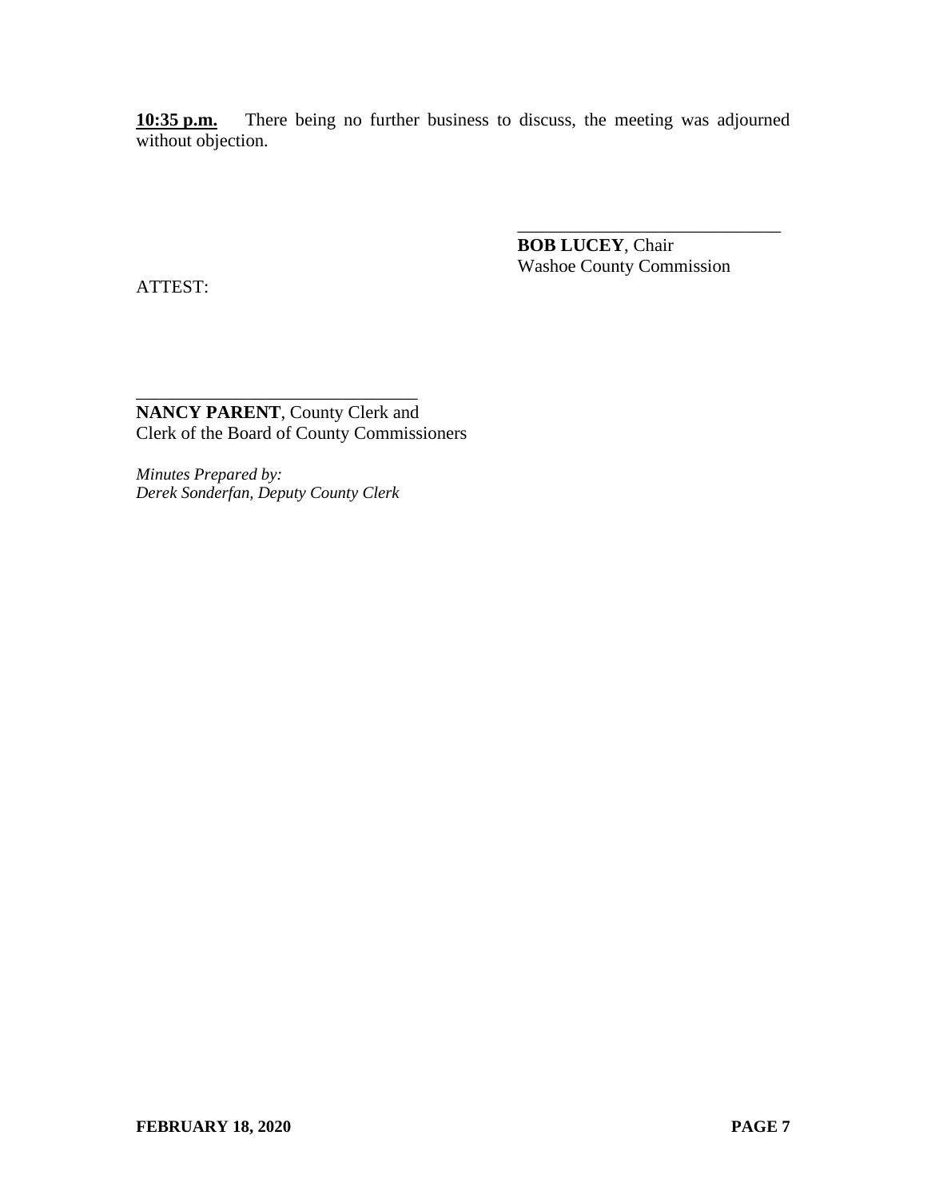**10:35 p.m.** There being no further business to discuss, the meeting was adjourned without objection.

\_\_\_\_\_\_\_\_\_\_\_\_\_\_\_\_\_\_\_\_\_\_\_\_\_\_\_\_\_\_
**BOB LUCEY**, Chair
Washoe County Commission

ATTEST:

\_\_\_\_\_\_\_\_\_\_\_\_\_\_\_\_\_\_\_\_\_\_\_\_\_\_\_\_\_\_\_\_
**NANCY PARENT**, County Clerk and
Clerk of the Board of County Commissioners

*Minutes Prepared by:*
*Derek Sonderfan, Deputy County Clerk*